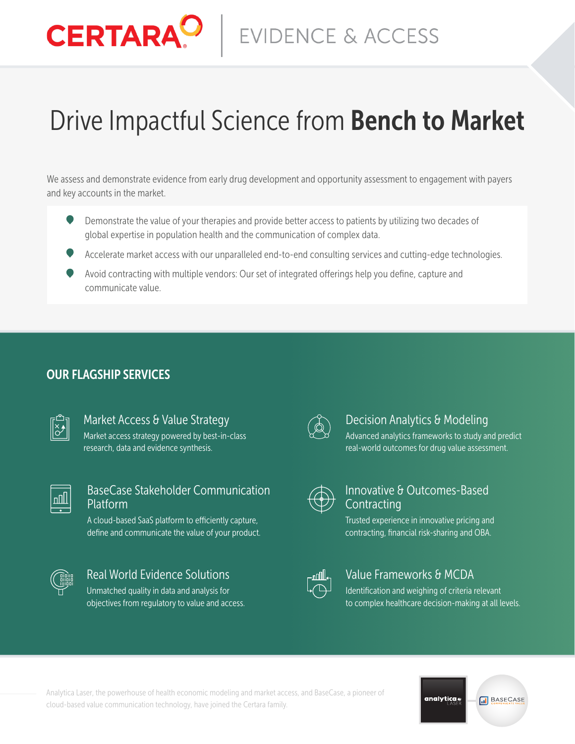CERTARA | EVIDENCE & ACCESS

# Drive Impactful Science from **Bench to Market**

We assess and demonstrate evidence from early drug development and opportunity assessment to engagement with payers and key accounts in the market.

- Demonstrate the value of your therapies and provide better access to patients by utilizing two decades of global expertise in population health and the communication of complex data.
- Accelerate market access with our unparalleled end-to-end consulting services and cutting-edge technologies.
- Avoid contracting with multiple vendors: Our set of integrated offerings help you define, capture and communicate value.

## OUR FLAGSHIP SERVICES

### Market Access & Value Strategy

Market access strategy powered by best-in-class research, data and evidence synthesis.

### Decision Analytics & Modeling

Advanced analytics frameworks to study and predict real-world outcomes for drug value assessment.

### BaseCase Stakeholder Communication Platform

A cloud-based SaaS platform to efficiently capture, define and communicate the value of your product.

### Innovative & Outcomes-Based Contracting

Trusted experience in innovative pricing and contracting, financial risk-sharing and OBA.

### Real World Evidence Solutions

Unmatched quality in data and analysis for objectives from regulatory to value and access.

### Value Frameworks & MCDA

Identification and weighing of criteria relevant to complex healthcare decision-making at all levels.

Analytica Laser, the powerhouse of health economic modeling and market access, and BaseCase, a pioneer of cloud-based value communication technology, have joined the Certara family.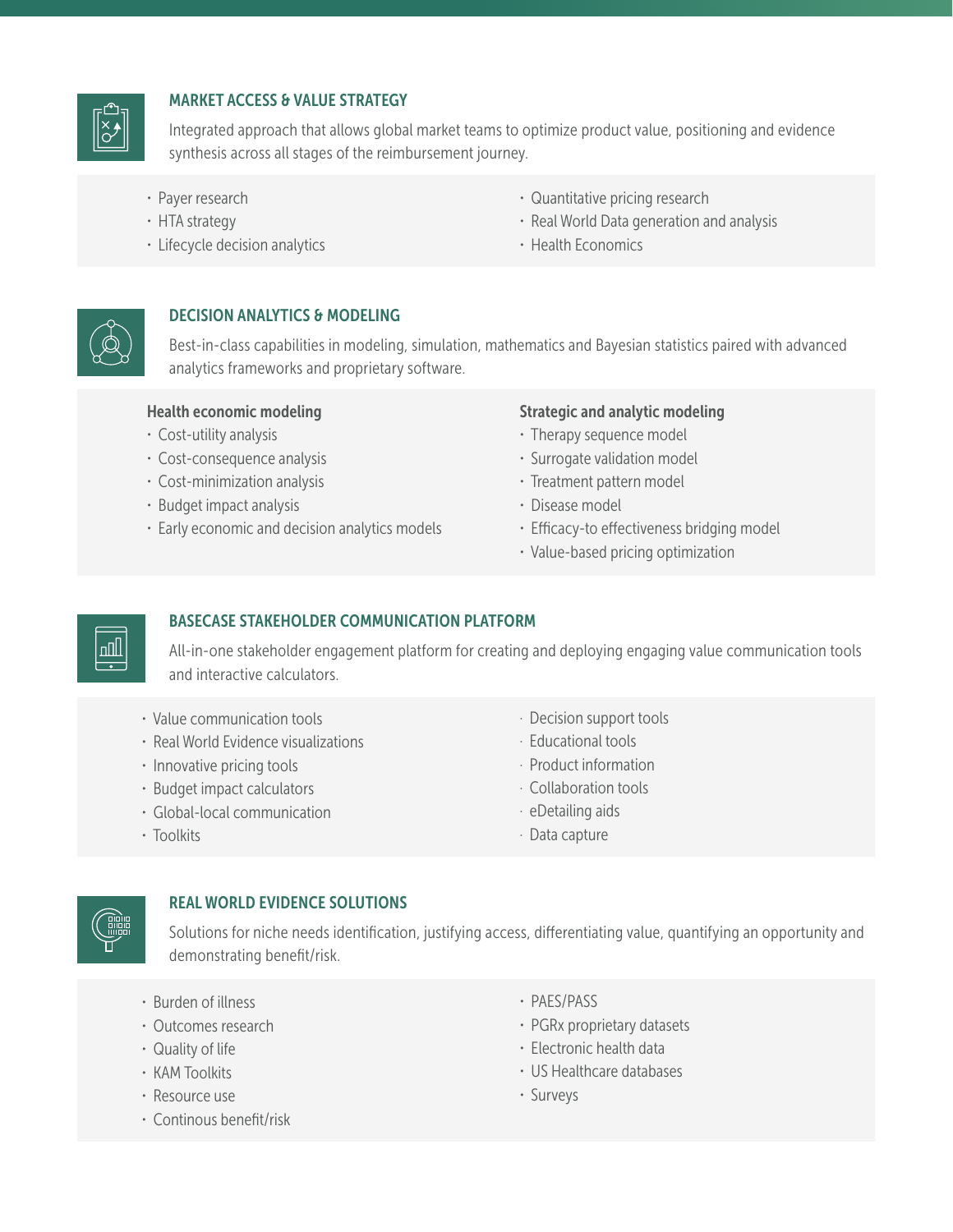## MARKET ACCESS & VALUE STRATEGY

Integrated approach that allows global market teams to optimize product value, positioning and evidence synthesis across all stages of the reimbursement journey.

- Payer research
- HTA strategy
- Lifecycle decision analytics
- Quantitative pricing research
- Real World Data generation and analysis
- Health Economics

## DECISION ANALYTICS & MODELING

Best-in-class capabilities in modeling, simulation, mathematics and Bayesian statistics paired with advanced analytics frameworks and proprietary software.

**Health economic modeling**

- Cost-utility analysis
- Cost-consequence analysis
- Cost-minimization analysis
- Budget impact analysis
- Early economic and decision analytics models

**Strategic and analytic modeling**

- Therapy sequence model
- Surrogate validation model
- Treatment pattern model
- Disease model
- Efficacy-to effectiveness bridging model
- Value-based pricing optimization

## BASECASE STAKEHOLDER COMMUNICATION PLATFORM

All-in-one stakeholder engagement platform for creating and deploying engaging value communication tools and interactive calculators.

- Value communication tools
- Real World Evidence visualizations
- Innovative pricing tools
- Budget impact calculators
- Global-local communication
- Toolkits
- Decision support tools
- Educational tools
- Product information
- Collaboration tools
- eDetailing aids
- Data capture

## REAL WORLD EVIDENCE SOLUTIONS

Solutions for niche needs identification, justifying access, differentiating value, quantifying an opportunity and demonstrating benefit/risk.

- Burden of illness
- Outcomes research
- Quality of life
- KAM Toolkits
- Resource use
- Continous benefit/risk
- PAES/PASS
- PGRx proprietary datasets
- Electronic health data
- US Healthcare databases
- Surveys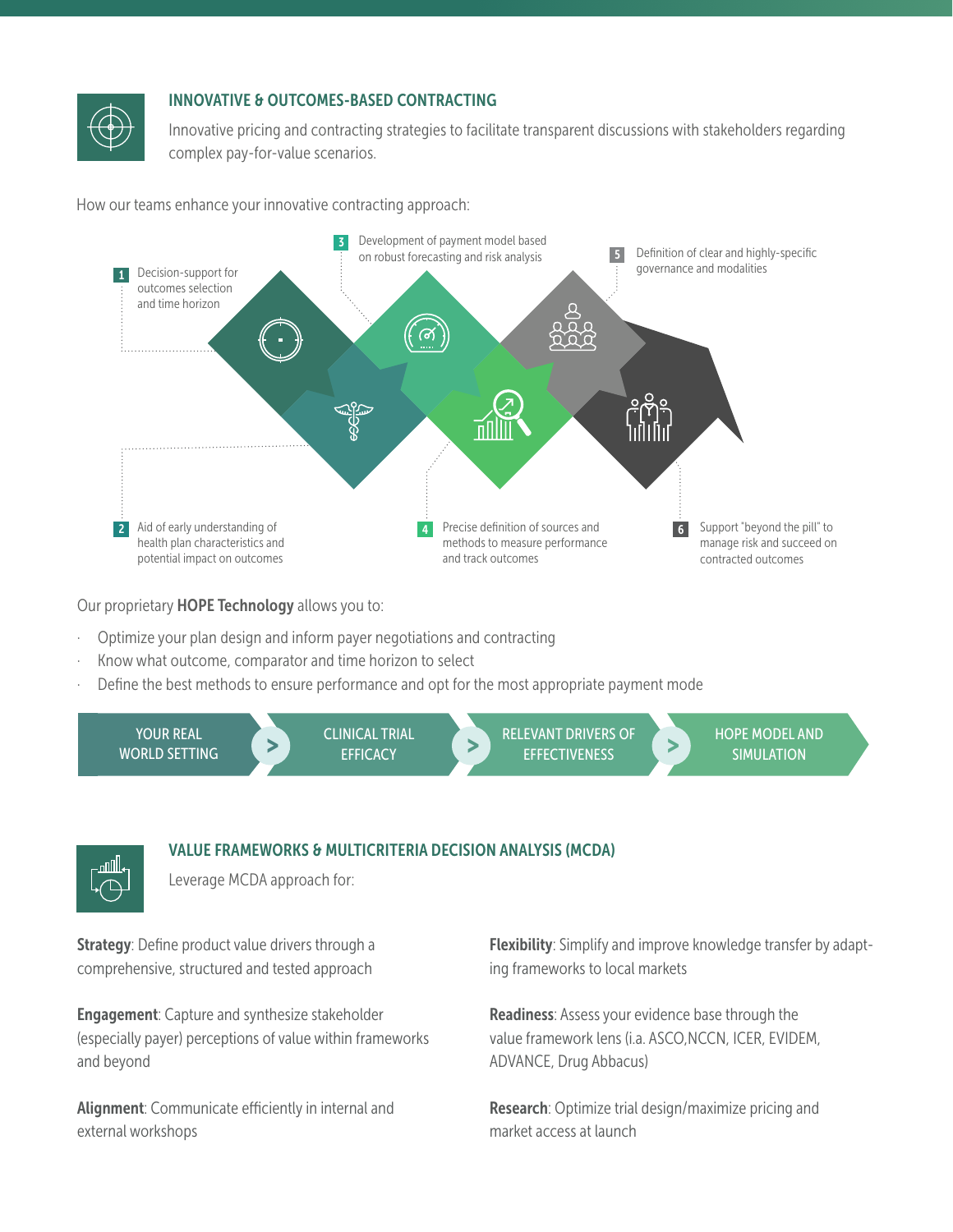## INNOVATIVE & OUTCOMES-BASED CONTRACTING

Innovative pricing and contracting strategies to facilitate transparent discussions with stakeholders regarding complex pay-for-value scenarios.

How our teams enhance your innovative contracting approach:

1. Decision-support for outcomes selection and time horizon
2. Aid of early understanding of health plan characteristics and potential impact on outcomes
3. Development of payment model based on robust forecasting and risk analysis
4. Precise definition of sources and methods to measure performance and track outcomes
5. Definition of clear and highly-specific governance and modalities
6. Support "beyond the pill" to manage risk and succeed on contracted outcomes

Our proprietary **HOPE Technology** allows you to:

- Optimize your plan design and inform payer negotiations and contracting
- Know what outcome, comparator and time horizon to select
- Define the best methods to ensure performance and opt for the most appropriate payment mode

YOUR REAL WORLD SETTING > CLINICAL TRIAL EFFICACY > RELEVANT DRIVERS OF EFFECTIVENESS > HOPE MODEL AND SIMULATION

## VALUE FRAMEWORKS & MULTICRITERIA DECISION ANALYSIS (MCDA)

Leverage MCDA approach for:

**Strategy**: Define product value drivers through a comprehensive, structured and tested approach

**Engagement**: Capture and synthesize stakeholder (especially payer) perceptions of value within frameworks and beyond

**Alignment**: Communicate efficiently in internal and external workshops

**Flexibility**: Simplify and improve knowledge transfer by adapting frameworks to local markets

**Readiness**: Assess your evidence base through the value framework lens (i.a. ASCO,NCCN, ICER, EVIDEM, ADVANCE, Drug Abbacus)

**Research**: Optimize trial design/maximize pricing and market access at launch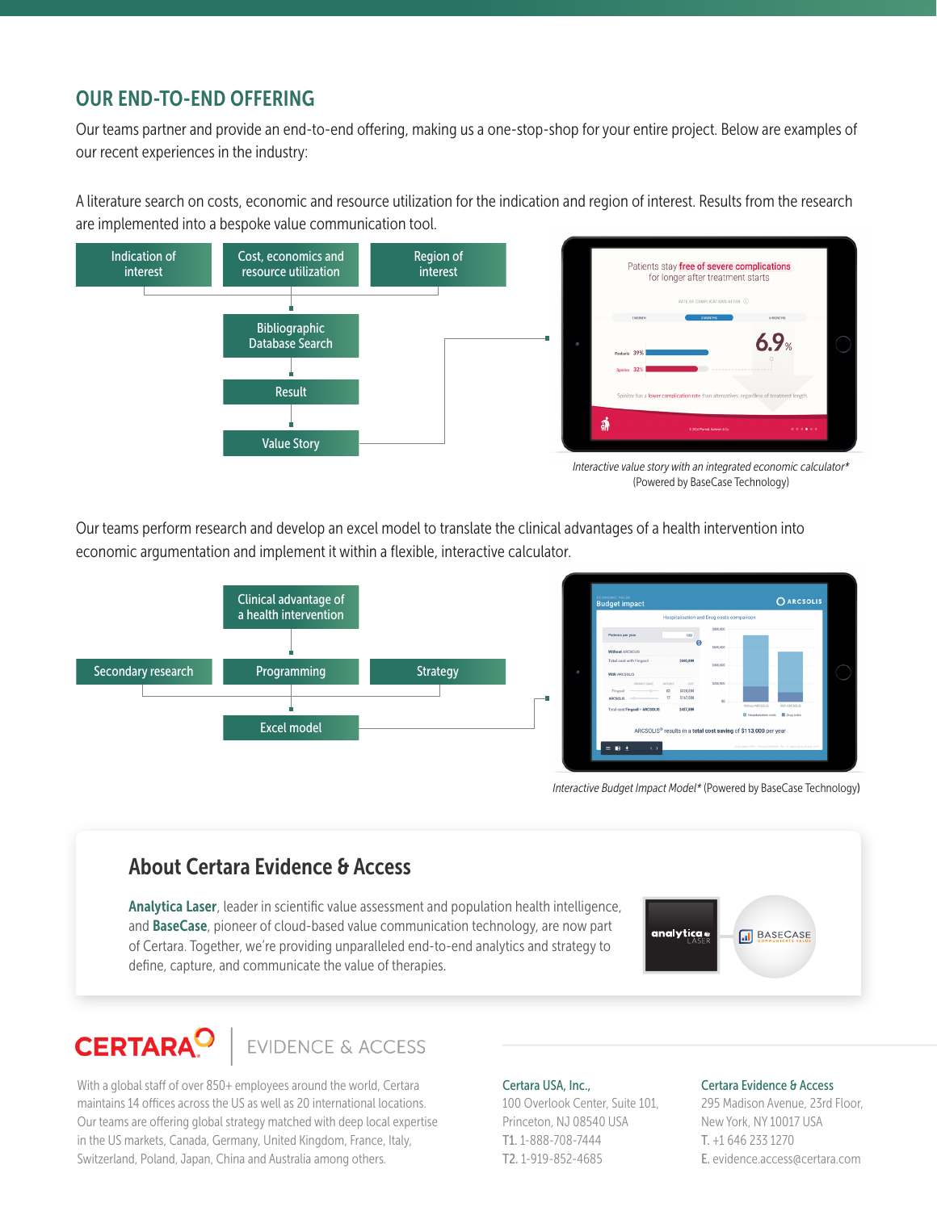## OUR END-TO-END OFFERING

Our teams partner and provide an end-to-end offering, making us a one-stop-shop for your entire project. Below are examples of our recent experiences in the industry:

A literature search on costs, economic and resource utilization for the indication and region of interest. Results from the research are implemented into a bespoke value communication tool.

Indication of interest

Cost, economics and resource utilization

Region of interest

Bibliographic Database Search

Result

Value Story

*Interactive value story with an integrated economic calculator** (Powered by BaseCase Technology)

Our teams perform research and develop an excel model to translate the clinical advantages of a health intervention into economic argumentation and implement it within a flexible, interactive calculator.

Clinical advantage of a health intervention

Secondary research

Programming

Strategy

Excel model

*Interactive Budget Impact Model** (Powered by BaseCase Technology)

### About Certara Evidence & Access

**Analytica Laser**, leader in scientific value assessment and population health intelligence, and **BaseCase**, pioneer of cloud-based value communication technology, are now part of Certara. Together, we're providing unparalleled end-to-end analytics and strategy to define, capture, and communicate the value of therapies.

CERTARA | EVIDENCE & ACCESS

With a global staff of over 850+ employees around the world, Certara maintains 14 offices across the US as well as 20 international locations. Our teams are offering global strategy matched with deep local expertise in the US markets, Canada, Germany, United Kingdom, France, Italy, Switzerland, Poland, Japan, China and Australia among others.

**Certara USA, Inc.,**
100 Overlook Center, Suite 101,
Princeton, NJ 08540 USA
T1. 1-888-708-7444
T2. 1-919-852-4685

**Certara Evidence & Access**
295 Madison Avenue, 23rd Floor,
New York, NY 10017 USA
T. +1 646 233 1270
E. evidence.access@certara.com